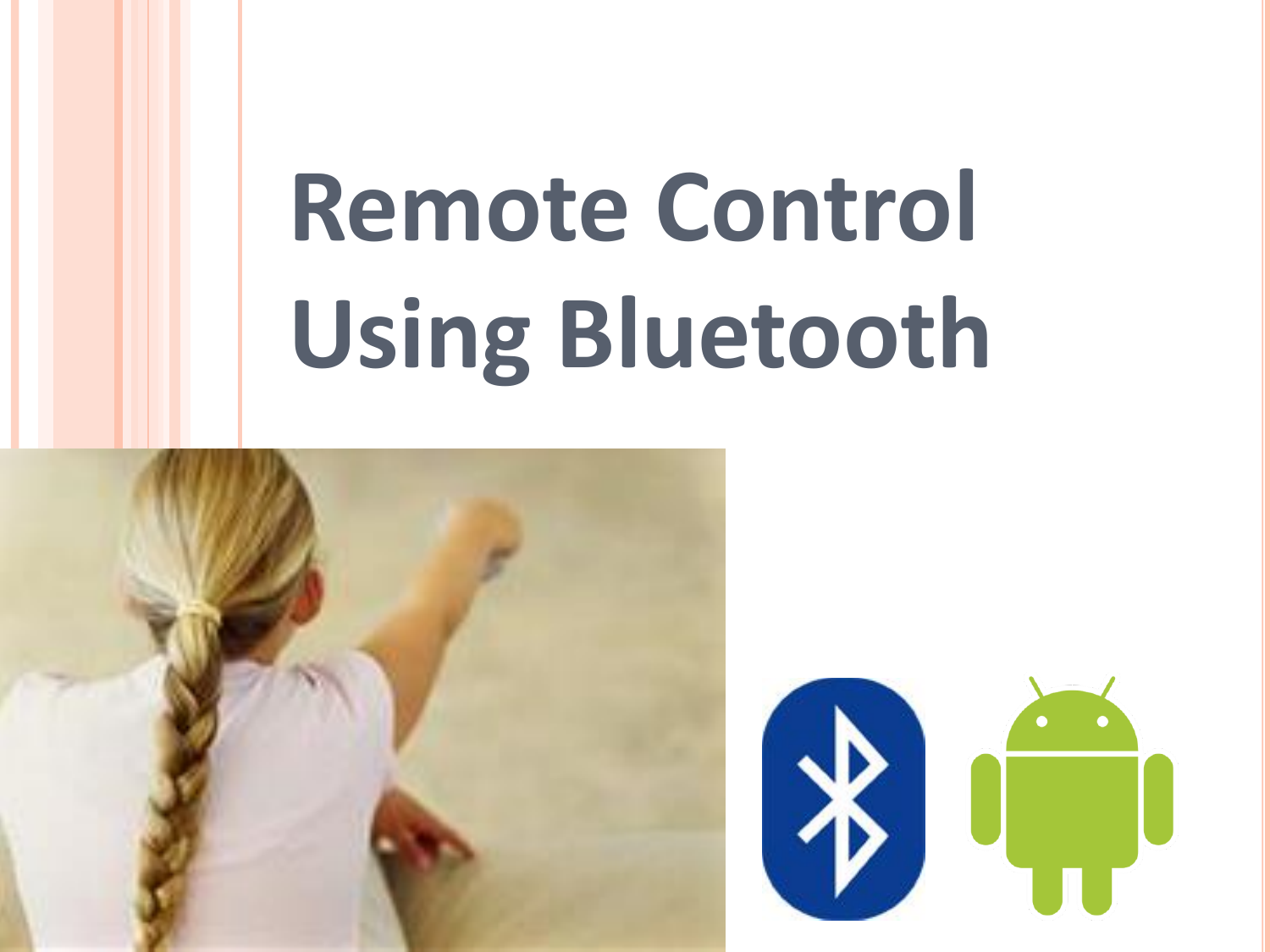# Remote Control Using Bluetooth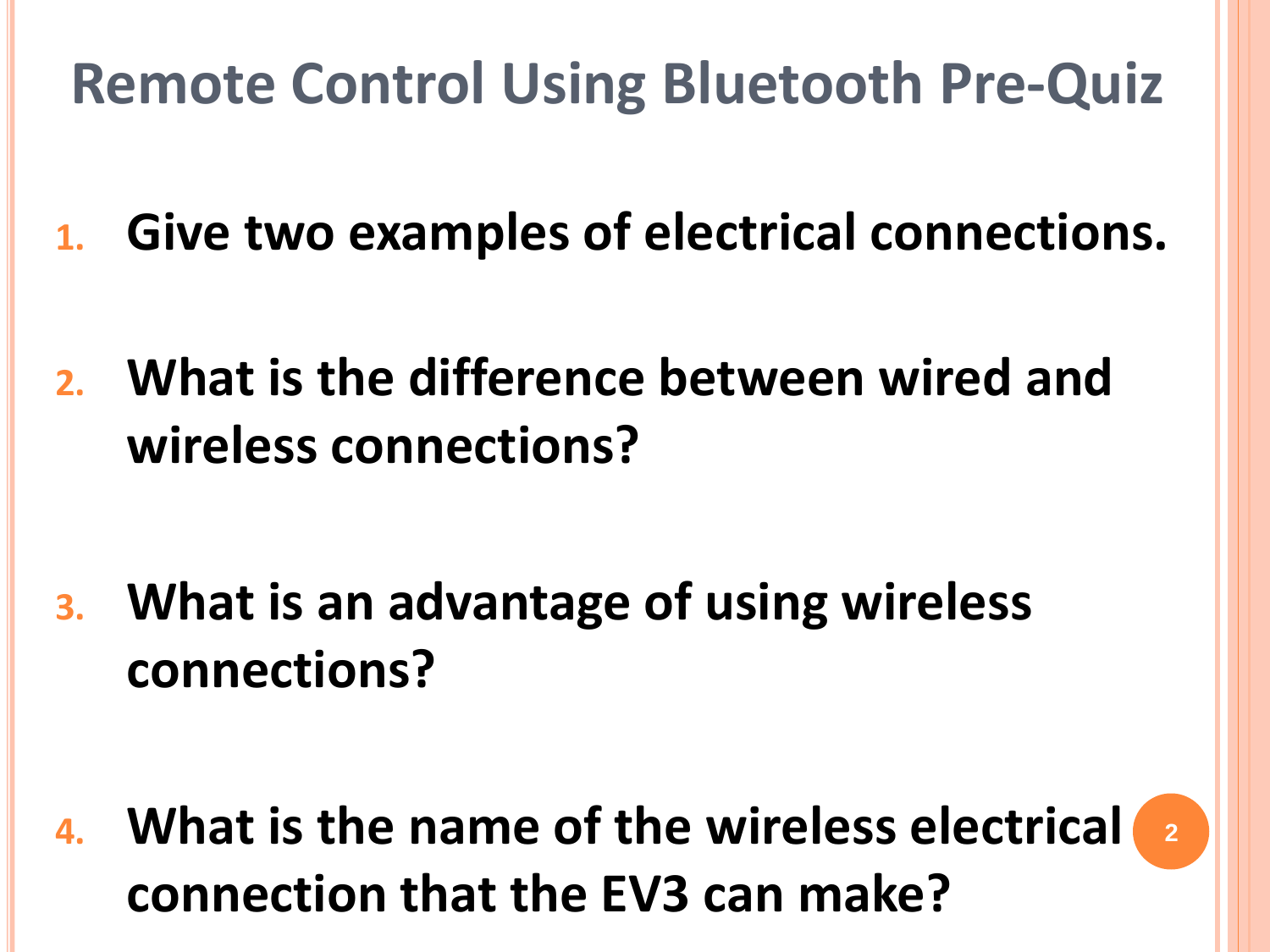# Remote Control Using Bluetooth Pre-Quiz

1. **Give two examples of electrical connections.**
2. **What is the difference between wired and wireless connections?**
3. **What is an advantage of using wireless connections?**
4. **What is the name of the wireless electrical connection that the EV3 can make?**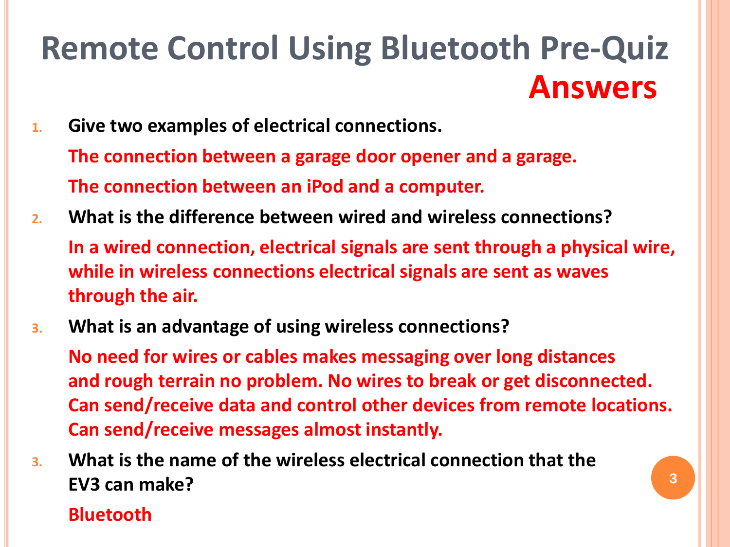# Remote Control Using Bluetooth Pre-Quiz Answers

1. **Give two examples of electrical connections.**

   The connection between a garage door opener and a garage.

   The connection between an iPod and a computer.

2. **What is the difference between wired and wireless connections?**

   In a wired connection, electrical signals are sent through a physical wire, while in wireless connections electrical signals are sent as waves through the air.

3. **What is an advantage of using wireless connections?**

   No need for wires or cables makes messaging over long distances and rough terrain no problem. No wires to break or get disconnected. Can send/receive data and control other devices from remote locations. Can send/receive messages almost instantly.

3. **What is the name of the wireless electrical connection that the EV3 can make?**

   Bluetooth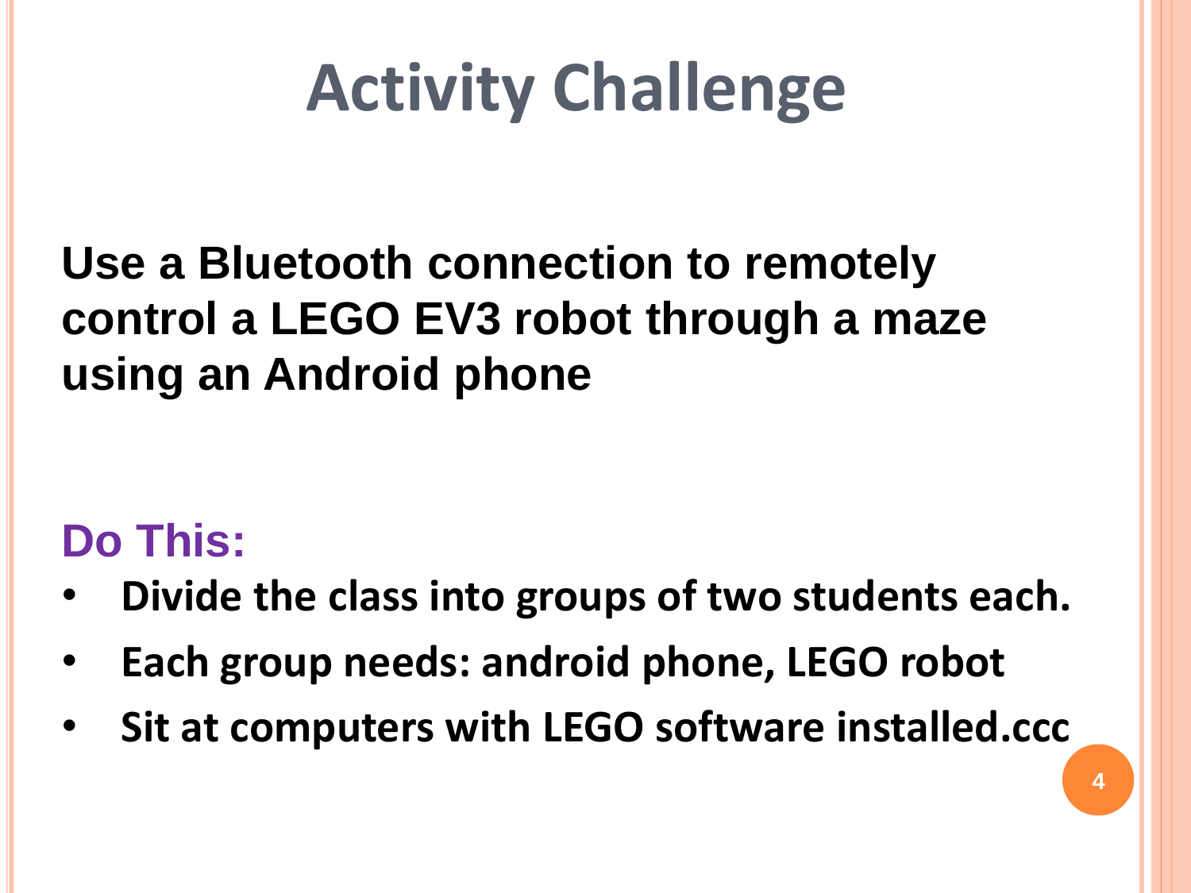# Activity Challenge

**Use a Bluetooth connection to remotely control a LEGO EV3 robot through a maze using an Android phone**

## Do This:

- **Divide the class into groups of two students each.**
- **Each group needs: android phone, LEGO robot**
- **Sit at computers with LEGO software installed.ccc**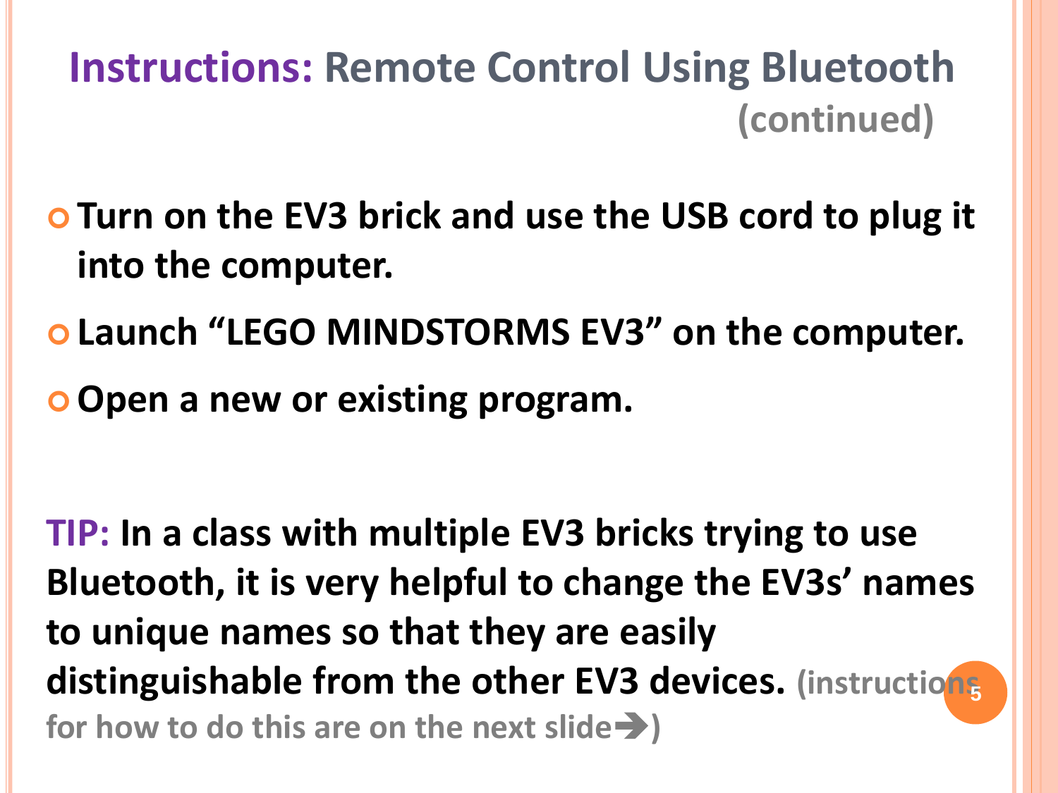# Instructions: Remote Control Using Bluetooth (continued)

- **Turn on the EV3 brick and use the USB cord to plug it into the computer.**
- **Launch "LEGO MINDSTORMS EV3" on the computer.**
- **Open a new or existing program.**

**TIP: In a class with multiple EV3 bricks trying to use Bluetooth, it is very helpful to change the EV3s' names to unique names so that they are easily distinguishable from the other EV3 devices.** (instructions for how to do this are on the next slide➔)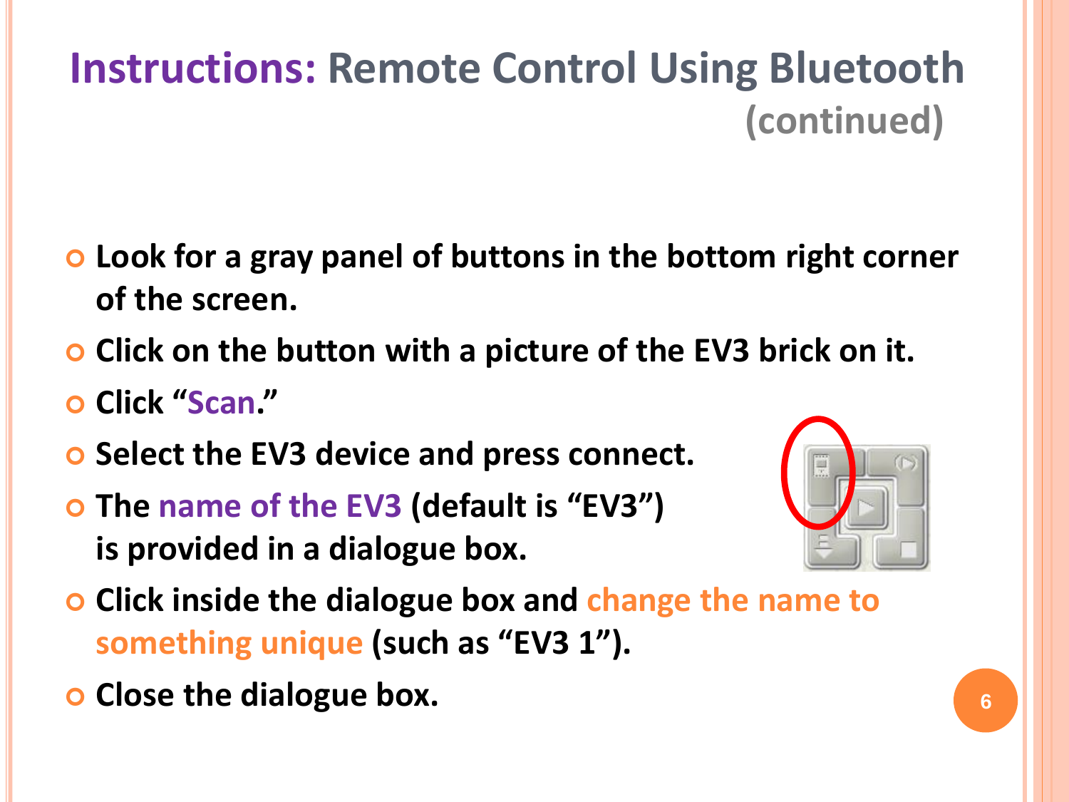# Instructions: Remote Control Using Bluetooth (continued)

- **Look for a gray panel of buttons in the bottom right corner of the screen.**
- **Click on the button with a picture of the EV3 brick on it.**
- **Click "Scan."**
- **Select the EV3 device and press connect.**
- **The name of the EV3 (default is "EV3") is provided in a dialogue box.**
- **Click inside the dialogue box and change the name to something unique (such as "EV3 1").**
- **Close the dialogue box.**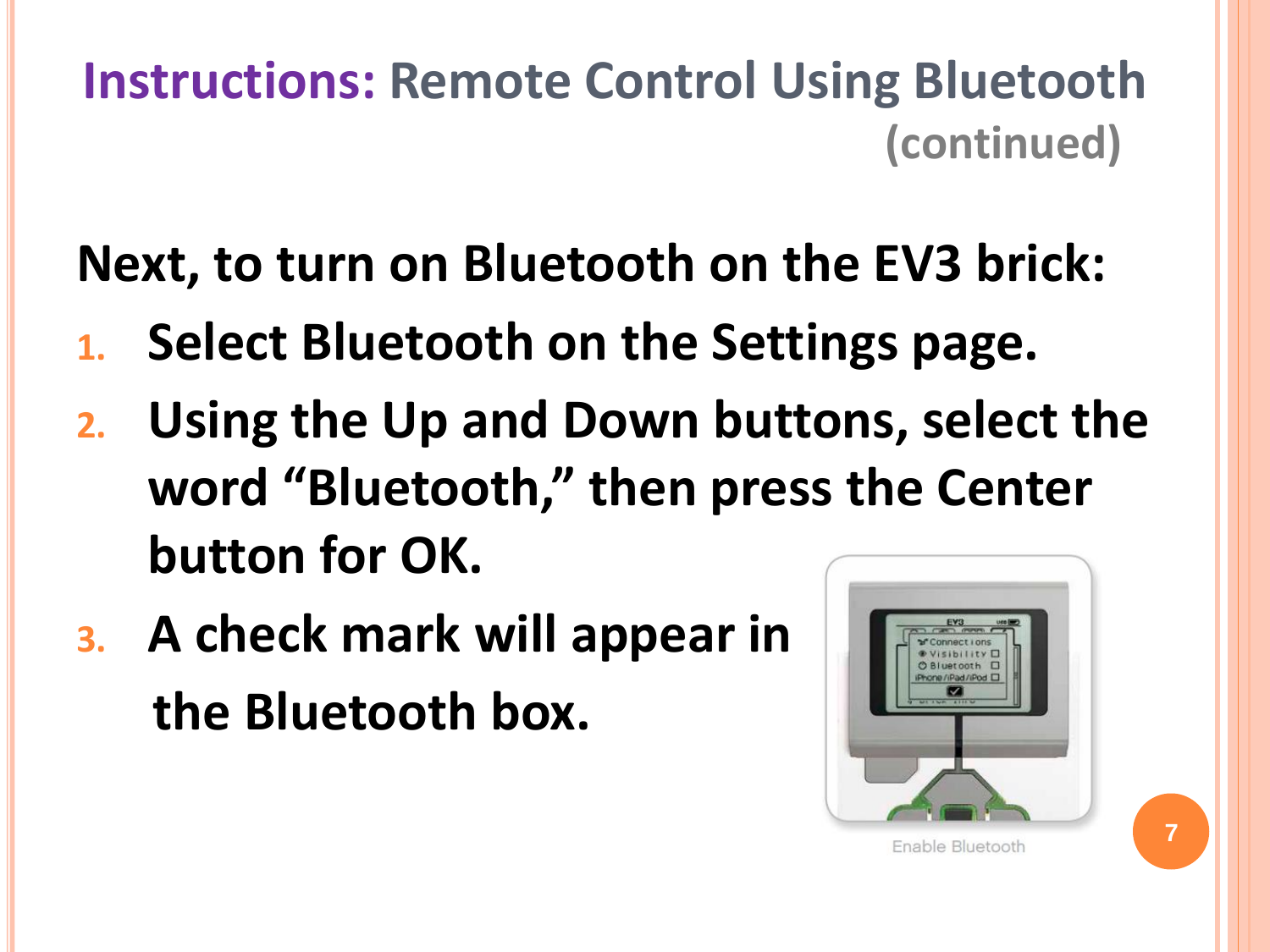# Instructions: Remote Control Using Bluetooth (continued)

**Next, to turn on Bluetooth on the EV3 brick:**

1. **Select Bluetooth on the Settings page.**
2. **Using the Up and Down buttons, select the word "Bluetooth," then press the Center button for OK.**
3. **A check mark will appear in the Bluetooth box.**

Enable Bluetooth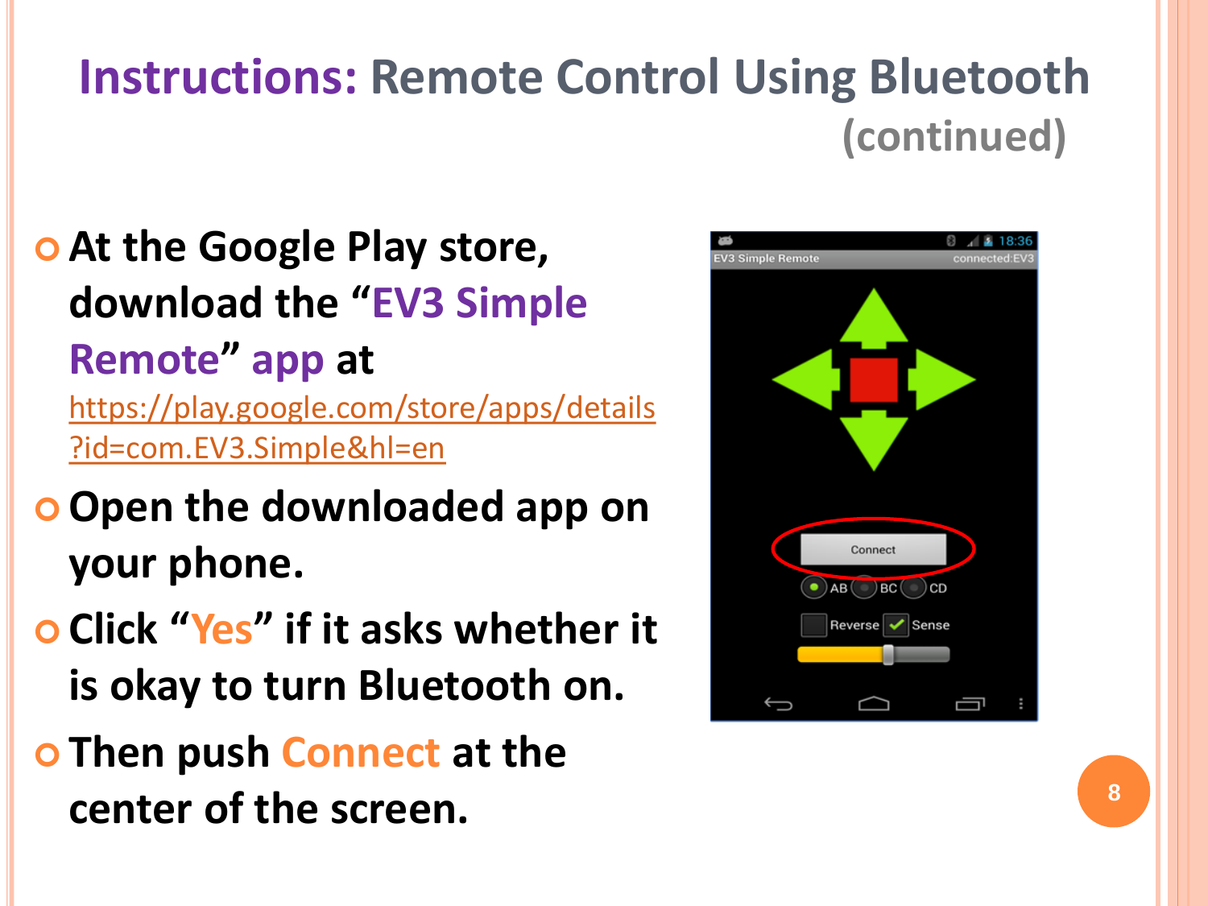# Instructions: Remote Control Using Bluetooth (continued)

- At the Google Play store, download the "EV3 Simple Remote" app at https://play.google.com/store/apps/details?id=com.EV3.Simple&hl=en
- Open the downloaded app on your phone.
- Click "Yes" if it asks whether it is okay to turn Bluetooth on.
- Then push Connect at the center of the screen.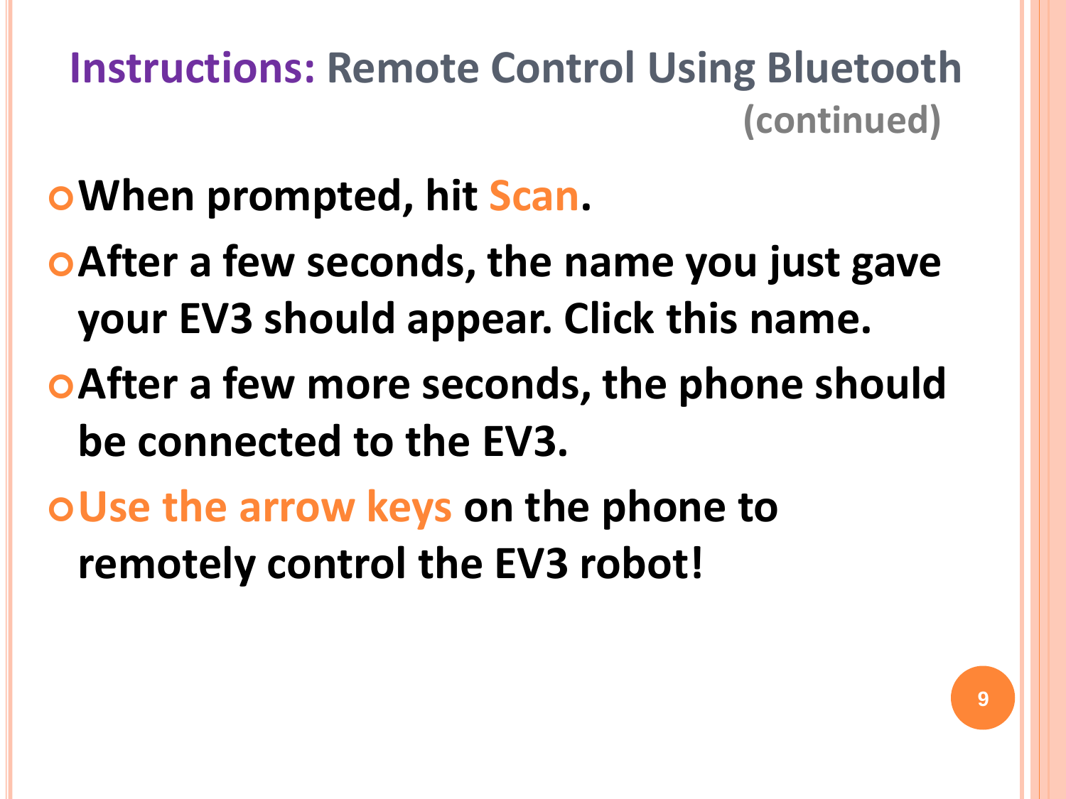# Instructions: Remote Control Using Bluetooth (continued)

- **When prompted, hit Scan.**
- **After a few seconds, the name you just gave your EV3 should appear. Click this name.**
- **After a few more seconds, the phone should be connected to the EV3.**
- **Use the arrow keys on the phone to remotely control the EV3 robot!**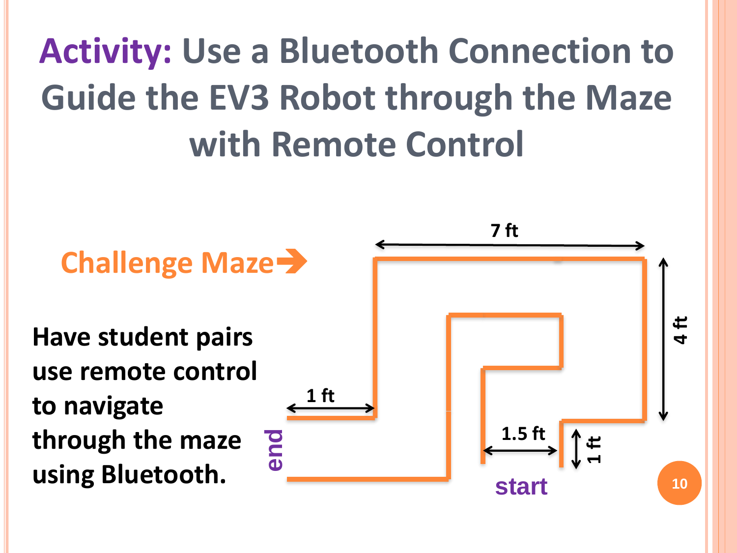# Activity: Use a Bluetooth Connection to Guide the EV3 Robot through the Maze with Remote Control

**Challenge Maze**

**Have student pairs use remote control to navigate through the maze using Bluetooth.**

7 ft

4 ft

1 ft

1.5 ft

1 ft

end

start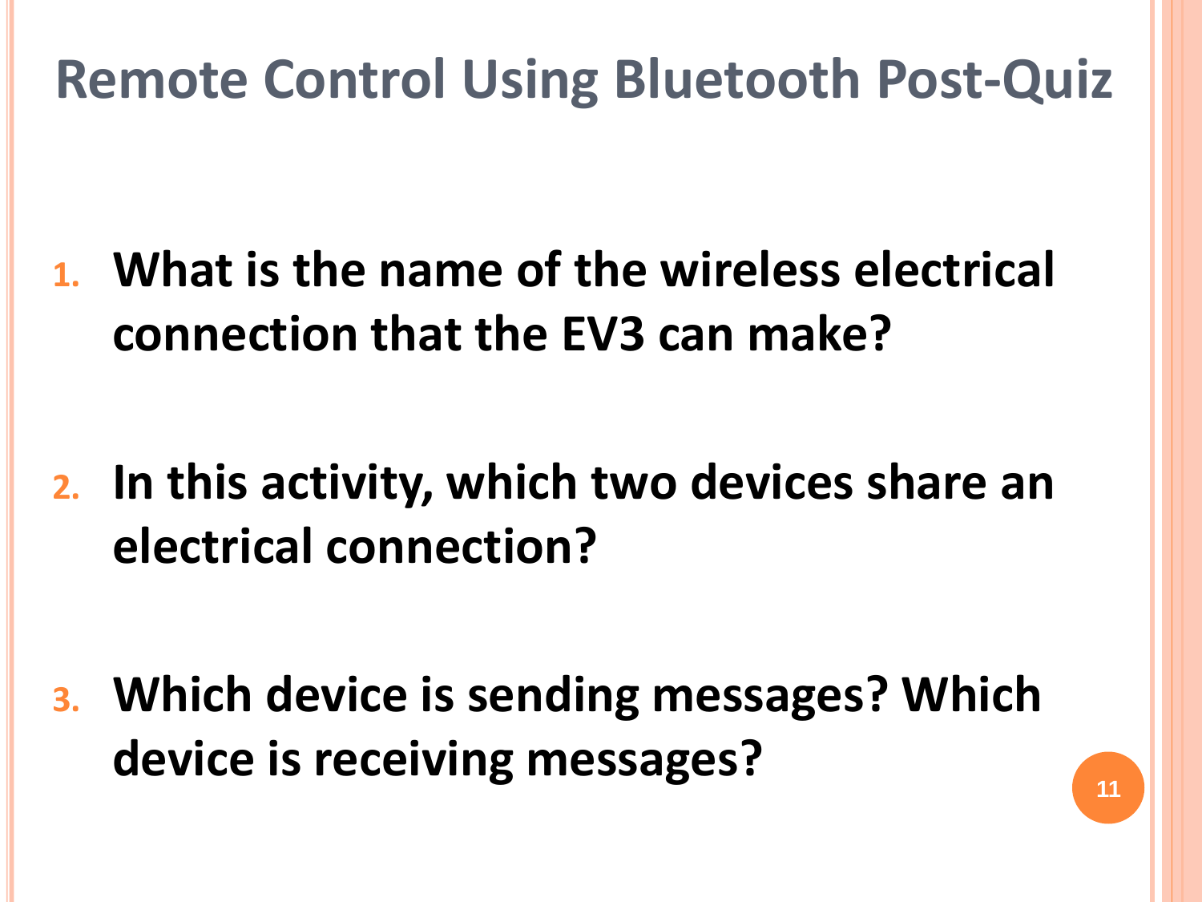# Remote Control Using Bluetooth Post-Quiz

1. **What is the name of the wireless electrical connection that the EV3 can make?**

2. **In this activity, which two devices share an electrical connection?**

3. **Which device is sending messages? Which device is receiving messages?**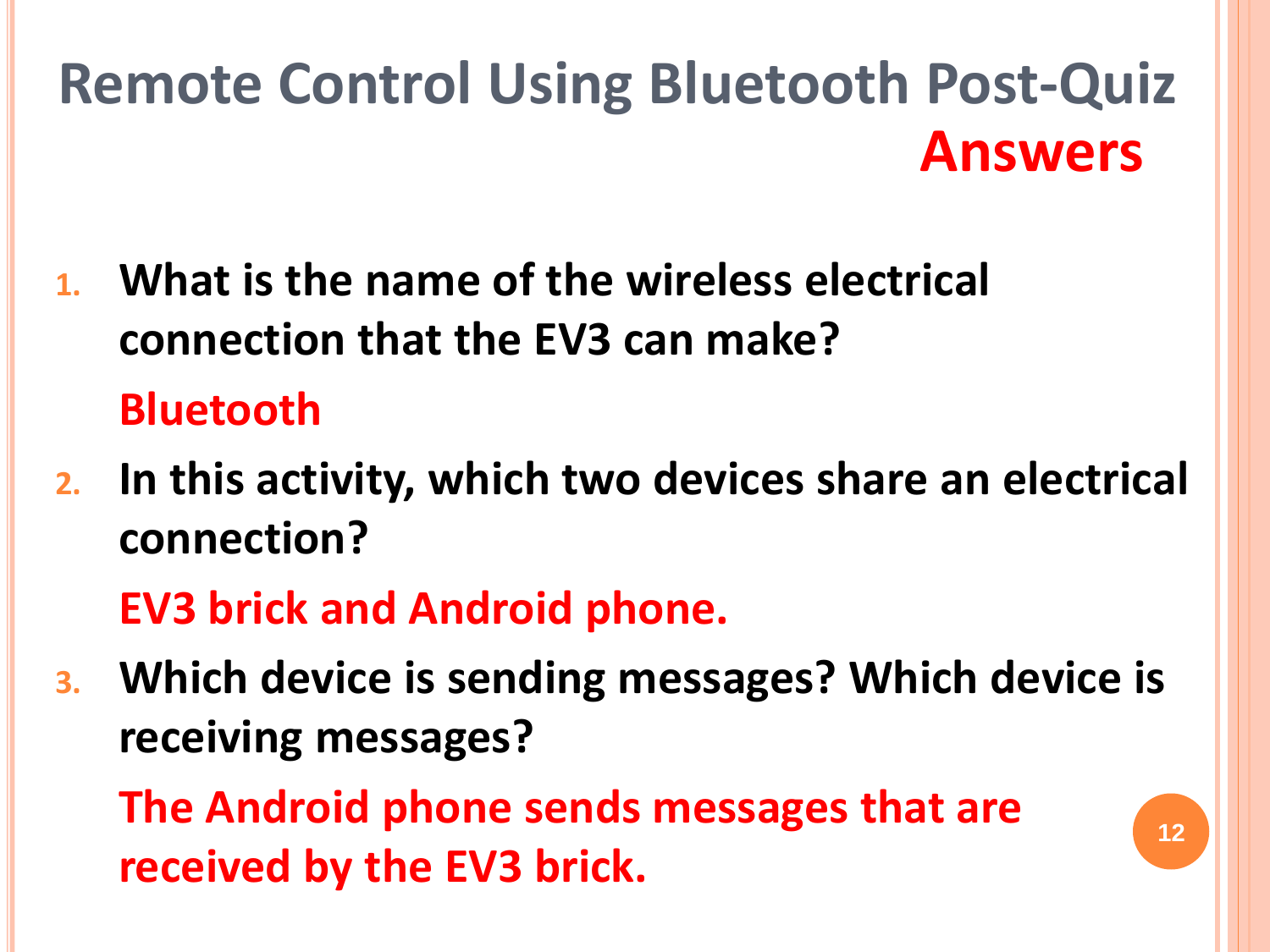# Remote Control Using Bluetooth Post-Quiz Answers

1. **What is the name of the wireless electrical connection that the EV3 can make?**

   **Bluetooth**

2. **In this activity, which two devices share an electrical connection?**

   **EV3 brick and Android phone.**

3. **Which device is sending messages? Which device is receiving messages?**

   **The Android phone sends messages that are received by the EV3 brick.**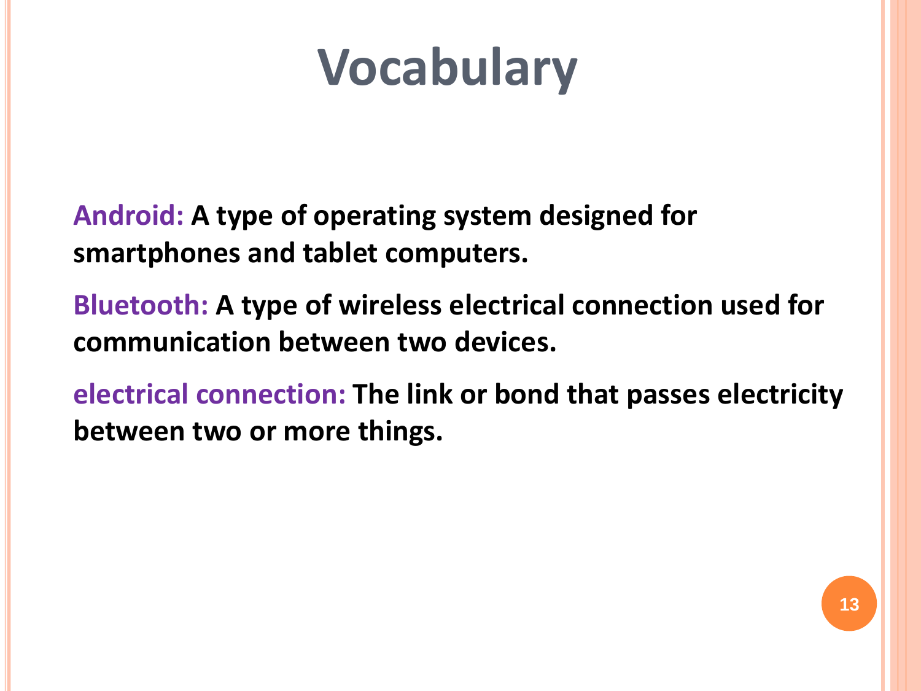# Vocabulary

**Android:** **A type of operating system designed for smartphones and tablet computers.**

**Bluetooth:** **A type of wireless electrical connection used for communication between two devices.**

**electrical connection:** **The link or bond that passes electricity between two or more things.**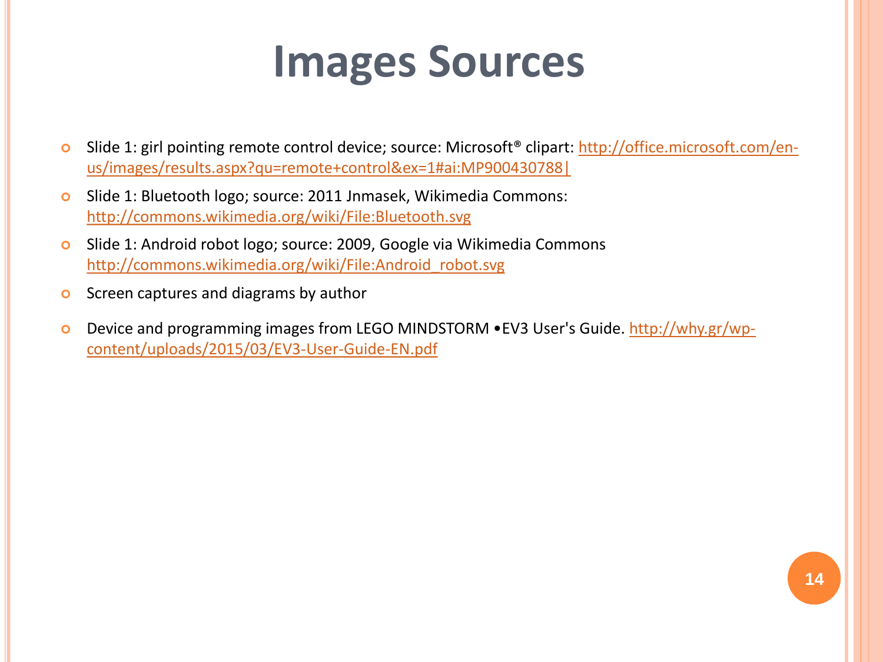# Images Sources

- Slide 1: girl pointing remote control device; source: Microsoft® clipart: http://office.microsoft.com/en-us/images/results.aspx?qu=remote+control&ex=1#ai:MP900430788|
- Slide 1: Bluetooth logo; source: 2011 Jnmasek, Wikimedia Commons: http://commons.wikimedia.org/wiki/File:Bluetooth.svg
- Slide 1: Android robot logo; source: 2009, Google via Wikimedia Commons http://commons.wikimedia.org/wiki/File:Android_robot.svg
- Screen captures and diagrams by author
- Device and programming images from LEGO MINDSTORM •EV3 User's Guide. http://why.gr/wp-content/uploads/2015/03/EV3-User-Guide-EN.pdf